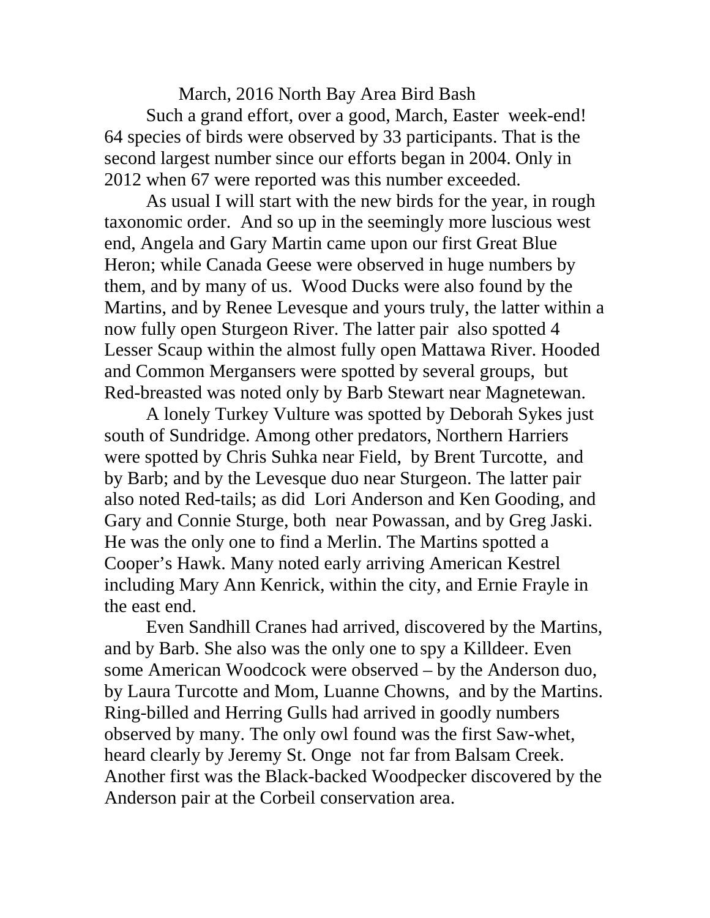# March, 2016 North Bay Area Bird Bash

Such a grand effort, over a good, March, Easter week-end! 64 species of birds were observed by 33 participants. That is the second largest number since our efforts began in 2004. Only in 2012 when 67 were reported was this number exceeded.

As usual I will start with the new birds for the year, in rough taxonomic order. And so up in the seemingly more luscious west end, Angela and Gary Martin came upon our first Great Blue Heron; while Canada Geese were observed in huge numbers by them, and by many of us. Wood Ducks were also found by the Martins, and by Renee Levesque and yours truly, the latter within a now fully open Sturgeon River. The latter pair also spotted 4 Lesser Scaup within the almost fully open Mattawa River. Hooded and Common Mergansers were spotted by several groups, but Red-breasted was noted only by Barb Stewart near Magnetewan.

A lonely Turkey Vulture was spotted by Deborah Sykes just south of Sundridge. Among other predators, Northern Harriers were spotted by Chris Suhka near Field, by Brent Turcotte, and by Barb; and by the Levesque duo near Sturgeon. The latter pair also noted Red-tails; as did Lori Anderson and Ken Gooding, and Gary and Connie Sturge, both near Powassan, and by Greg Jaski. He was the only one to find a Merlin. The Martins spotted a Cooper's Hawk. Many noted early arriving American Kestrel including Mary Ann Kenrick, within the city, and Ernie Frayle in the east end.

Even Sandhill Cranes had arrived, discovered by the Martins, and by Barb. She also was the only one to spy a Killdeer. Even some American Woodcock were observed – by the Anderson duo, by Laura Turcotte and Mom, Luanne Chowns, and by the Martins. Ring-billed and Herring Gulls had arrived in goodly numbers observed by many. The only owl found was the first Saw-whet, heard clearly by Jeremy St. Onge not far from Balsam Creek. Another first was the Black-backed Woodpecker discovered by the Anderson pair at the Corbeil conservation area.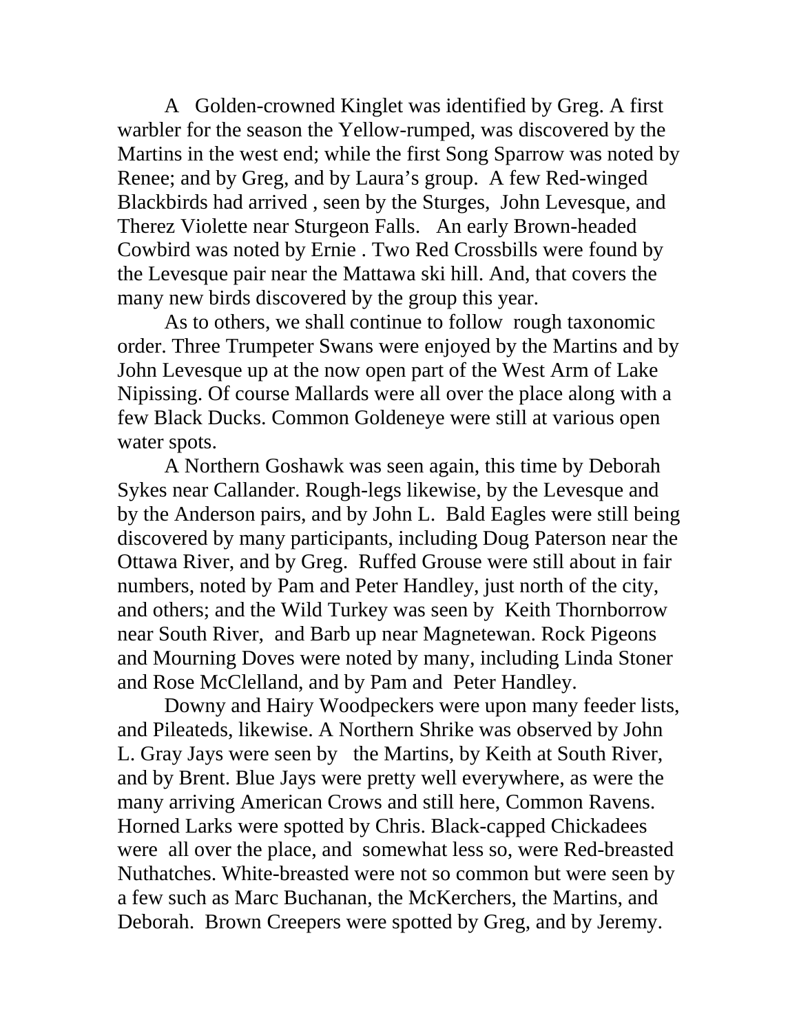A Golden-crowned Kinglet was identified by Greg. A first warbler for the season the Yellow-rumped, was discovered by the Martins in the west end; while the first Song Sparrow was noted by Renee; and by Greg, and by Laura's group. A few Red-winged Blackbirds had arrived , seen by the Sturges, John Levesque, and Therez Violette near Sturgeon Falls. An early Brown-headed Cowbird was noted by Ernie . Two Red Crossbills were found by the Levesque pair near the Mattawa ski hill. And, that covers the many new birds discovered by the group this year.

As to others, we shall continue to follow rough taxonomic order. Three Trumpeter Swans were enjoyed by the Martins and by John Levesque up at the now open part of the West Arm of Lake Nipissing. Of course Mallards were all over the place along with a few Black Ducks. Common Goldeneye were still at various open water spots.

A Northern Goshawk was seen again, this time by Deborah Sykes near Callander. Rough-legs likewise, by the Levesque and by the Anderson pairs, and by John L. Bald Eagles were still being discovered by many participants, including Doug Paterson near the Ottawa River, and by Greg. Ruffed Grouse were still about in fair numbers, noted by Pam and Peter Handley, just north of the city, and others; and the Wild Turkey was seen by Keith Thornborrow near South River, and Barb up near Magnetewan. Rock Pigeons and Mourning Doves were noted by many, including Linda Stoner and Rose McClelland, and by Pam and Peter Handley.

Downy and Hairy Woodpeckers were upon many feeder lists, and Pileateds, likewise. A Northern Shrike was observed by John L. Gray Jays were seen by the Martins, by Keith at South River, and by Brent. Blue Jays were pretty well everywhere, as were the many arriving American Crows and still here, Common Ravens. Horned Larks were spotted by Chris. Black-capped Chickadees were all over the place, and somewhat less so, were Red-breasted Nuthatches. White-breasted were not so common but were seen by a few such as Marc Buchanan, the McKerchers, the Martins, and Deborah. Brown Creepers were spotted by Greg, and by Jeremy.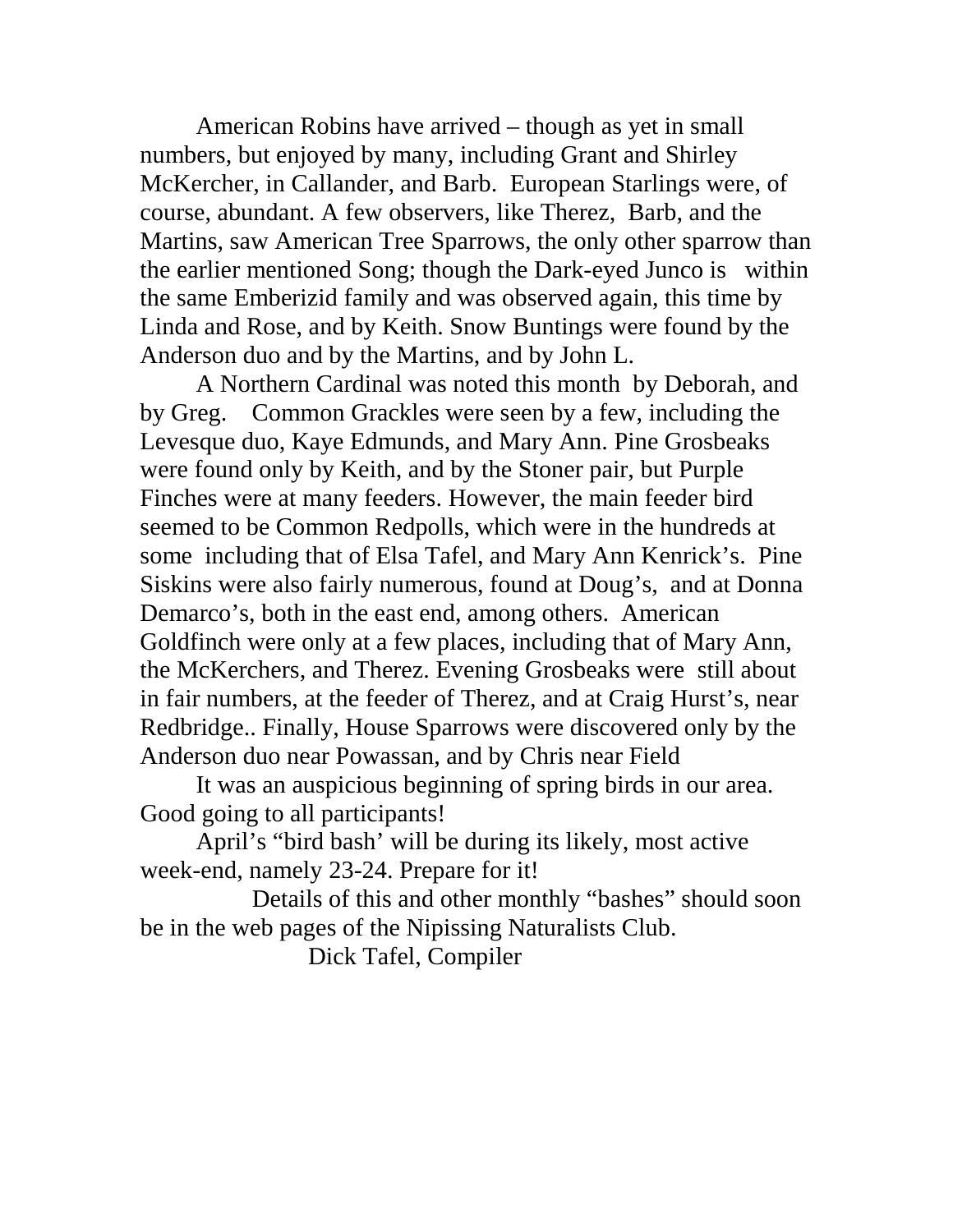American Robins have arrived – though as yet in small numbers, but enjoyed by many, including Grant and Shirley McKercher, in Callander, and Barb. European Starlings were, of course, abundant. A few observers, like Therez, Barb, and the Martins, saw American Tree Sparrows, the only other sparrow than the earlier mentioned Song; though the Dark-eyed Junco is within the same Emberizid family and was observed again, this time by Linda and Rose, and by Keith. Snow Buntings were found by the Anderson duo and by the Martins, and by John L.

A Northern Cardinal was noted this month by Deborah, and by Greg. Common Grackles were seen by a few, including the Levesque duo, Kaye Edmunds, and Mary Ann. Pine Grosbeaks were found only by Keith, and by the Stoner pair, but Purple Finches were at many feeders. However, the main feeder bird seemed to be Common Redpolls, which were in the hundreds at some including that of Elsa Tafel, and Mary Ann Kenrick's. Pine Siskins were also fairly numerous, found at Doug's, and at Donna Demarco's, both in the east end, among others. American Goldfinch were only at a few places, including that of Mary Ann, the McKerchers, and Therez. Evening Grosbeaks were still about in fair numbers, at the feeder of Therez, and at Craig Hurst's, near Redbridge.. Finally, House Sparrows were discovered only by the Anderson duo near Powassan, and by Chris near Field

It was an auspicious beginning of spring birds in our area. Good going to all participants!

April's "bird bash' will be during its likely, most active week-end, namely 23-24. Prepare for it!

Details of this and other monthly "bashes" should soon be in the web pages of the Nipissing Naturalists Club.

Dick Tafel, Compiler